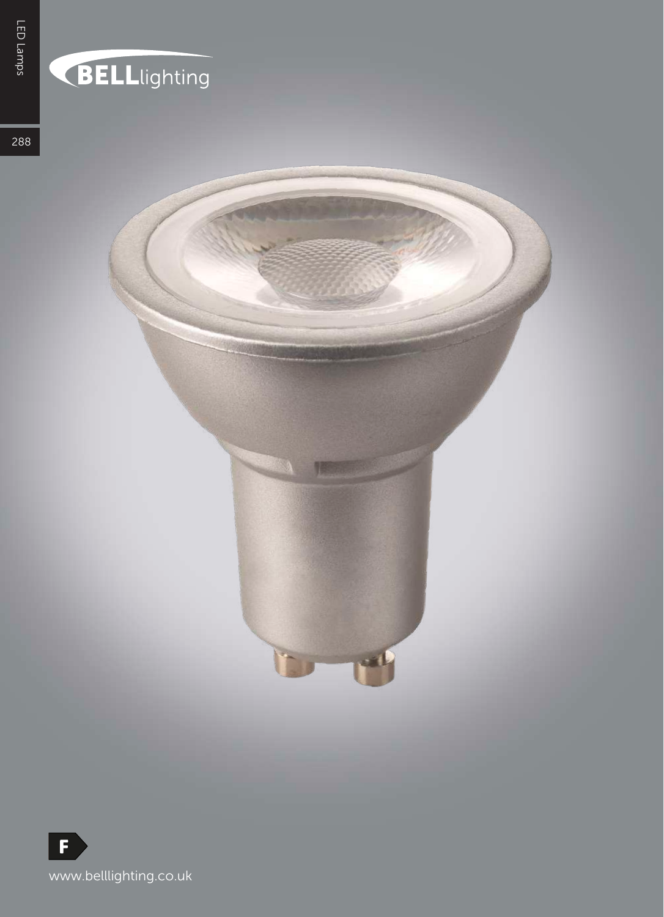BELLlighting

F

www.belllighting.co.uk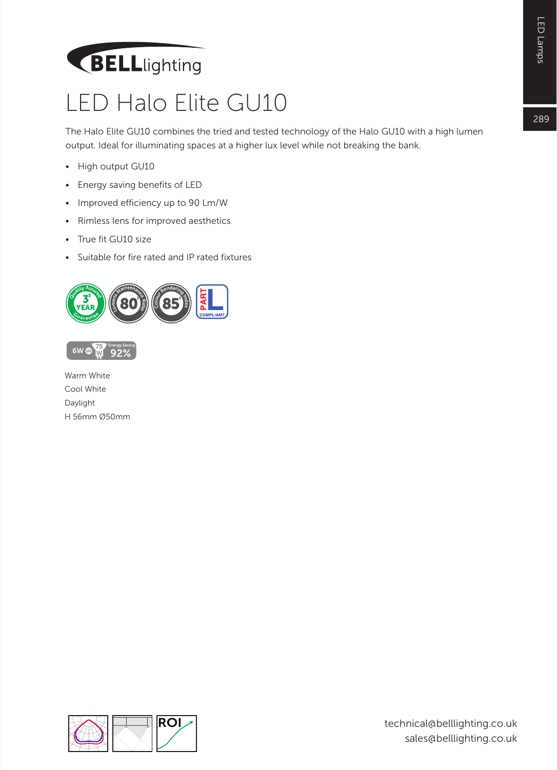BELLlighting

# LED Halo Elite GU10

The Halo Elite GU10 combines the tried and tested technology of the Halo GU10 with a high lumen output. Ideal for illuminating spaces at a higher lux level while not breaking the bank.

- High output GU10
- Energy saving benefits of LED
- Improved efficiency up to 90 Lm/W
- Rimless lens for improved aesthetics
- True fit GU10 size
- Suitable for fire rated and IP rated fixtures

Warm White
Cool White
Daylight
H 56mm Ø50mm

technical@belllighting.co.uk
sales@belllighting.co.uk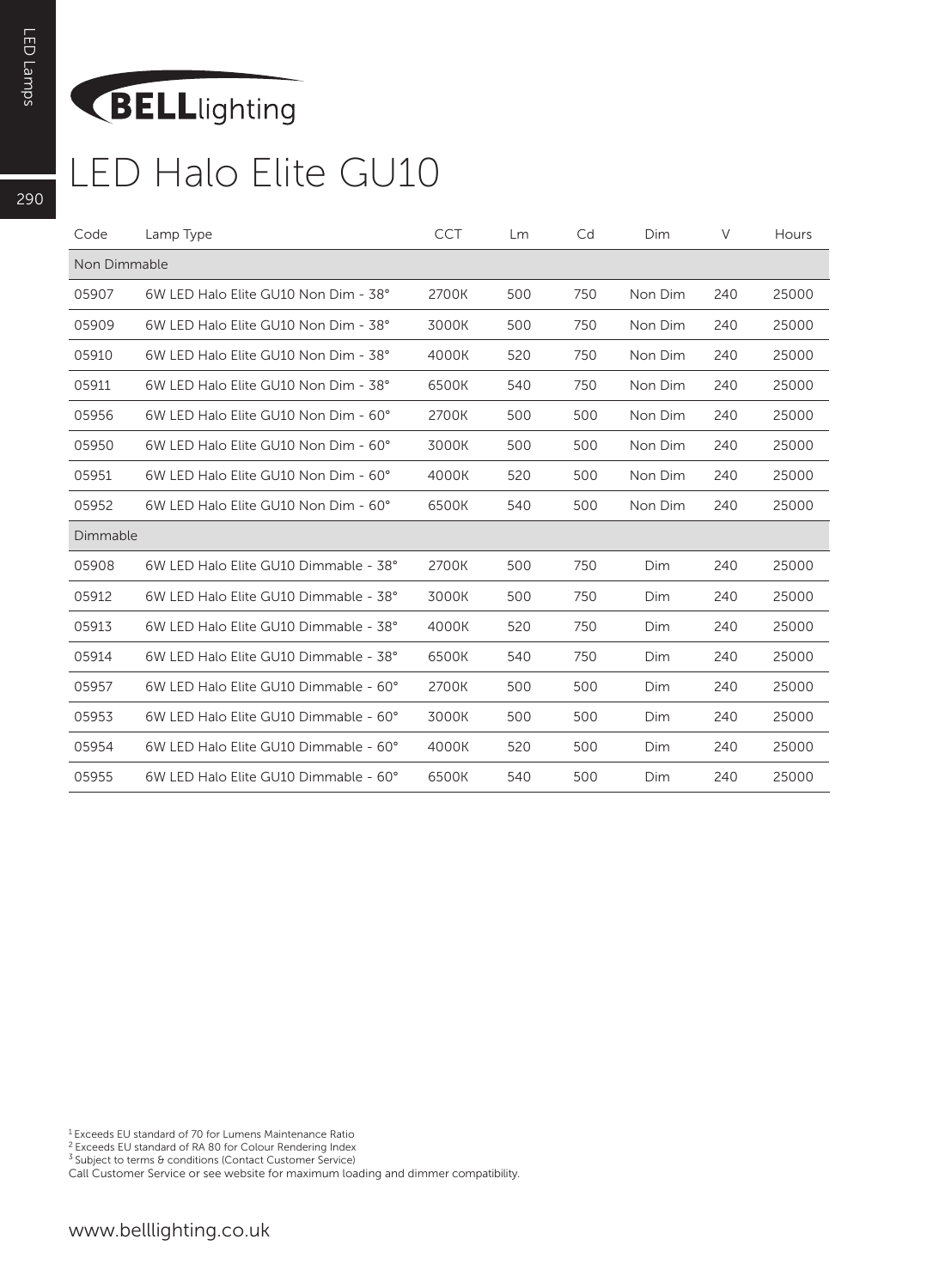# LED Halo Elite GU10

| Code | Lamp Type | CCT | Lm | Cd | Dim | V | Hours |
| --- | --- | --- | --- | --- | --- | --- | --- |
| Non Dimmable | | | | | | | |
| 05907 | 6W LED Halo Elite GU10 Non Dim - 38° | 2700K | 500 | 750 | Non Dim | 240 | 25000 |
| 05909 | 6W LED Halo Elite GU10 Non Dim - 38° | 3000K | 500 | 750 | Non Dim | 240 | 25000 |
| 05910 | 6W LED Halo Elite GU10 Non Dim - 38° | 4000K | 520 | 750 | Non Dim | 240 | 25000 |
| 05911 | 6W LED Halo Elite GU10 Non Dim - 38° | 6500K | 540 | 750 | Non Dim | 240 | 25000 |
| 05956 | 6W LED Halo Elite GU10 Non Dim - 60° | 2700K | 500 | 500 | Non Dim | 240 | 25000 |
| 05950 | 6W LED Halo Elite GU10 Non Dim - 60° | 3000K | 500 | 500 | Non Dim | 240 | 25000 |
| 05951 | 6W LED Halo Elite GU10 Non Dim - 60° | 4000K | 520 | 500 | Non Dim | 240 | 25000 |
| 05952 | 6W LED Halo Elite GU10 Non Dim - 60° | 6500K | 540 | 500 | Non Dim | 240 | 25000 |
| Dimmable | | | | | | | |
| 05908 | 6W LED Halo Elite GU10 Dimmable - 38° | 2700K | 500 | 750 | Dim | 240 | 25000 |
| 05912 | 6W LED Halo Elite GU10 Dimmable - 38° | 3000K | 500 | 750 | Dim | 240 | 25000 |
| 05913 | 6W LED Halo Elite GU10 Dimmable - 38° | 4000K | 520 | 750 | Dim | 240 | 25000 |
| 05914 | 6W LED Halo Elite GU10 Dimmable - 38° | 6500K | 540 | 750 | Dim | 240 | 25000 |
| 05957 | 6W LED Halo Elite GU10 Dimmable - 60° | 2700K | 500 | 500 | Dim | 240 | 25000 |
| 05953 | 6W LED Halo Elite GU10 Dimmable - 60° | 3000K | 500 | 500 | Dim | 240 | 25000 |
| 05954 | 6W LED Halo Elite GU10 Dimmable - 60° | 4000K | 520 | 500 | Dim | 240 | 25000 |
| 05955 | 6W LED Halo Elite GU10 Dimmable - 60° | 6500K | 540 | 500 | Dim | 240 | 25000 |

[1] Exceeds EU standard of 70 for Lumens Maintenance Ratio
[2] Exceeds EU standard of RA 80 for Colour Rendering Index
[3] Subject to terms & conditions (Contact Customer Service)
Call Customer Service or see website for maximum loading and dimmer compatibility.

www.belllighting.co.uk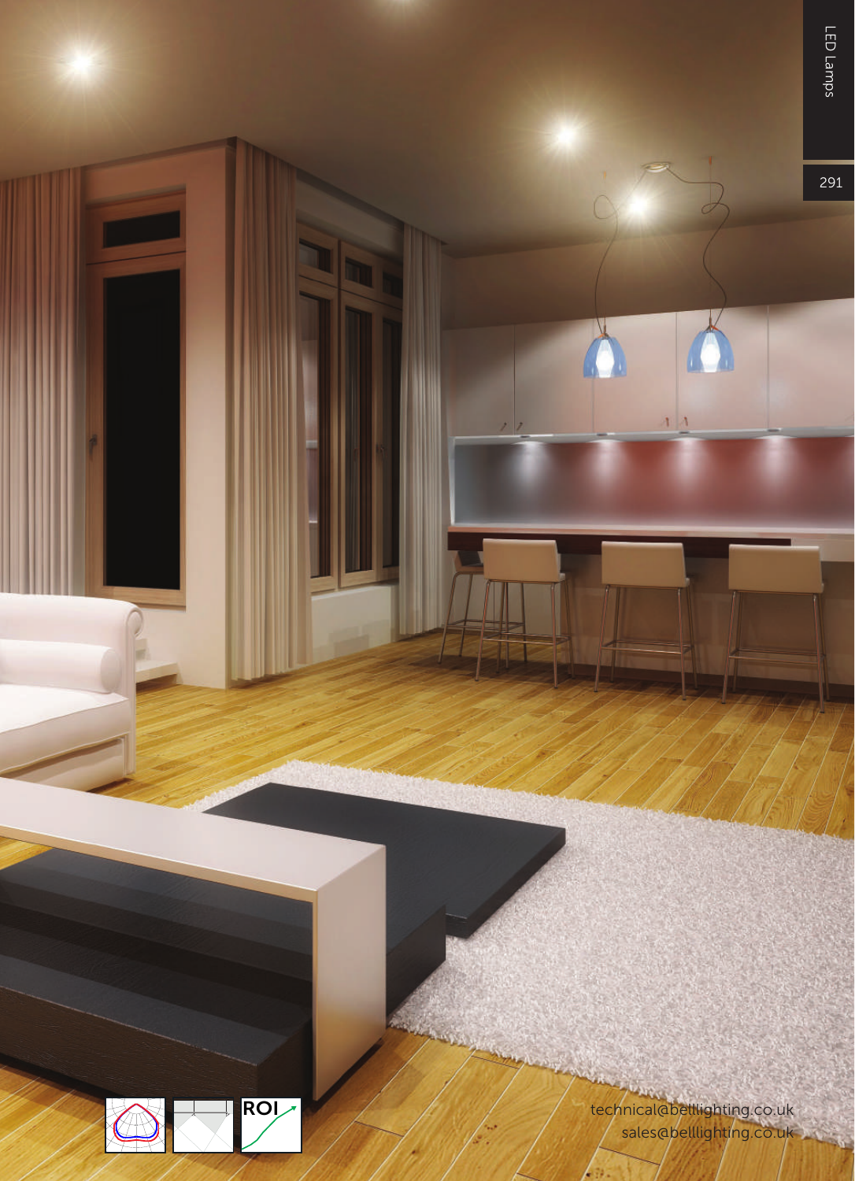technical@belllighting.co.uk
sales@belllighting.co.uk